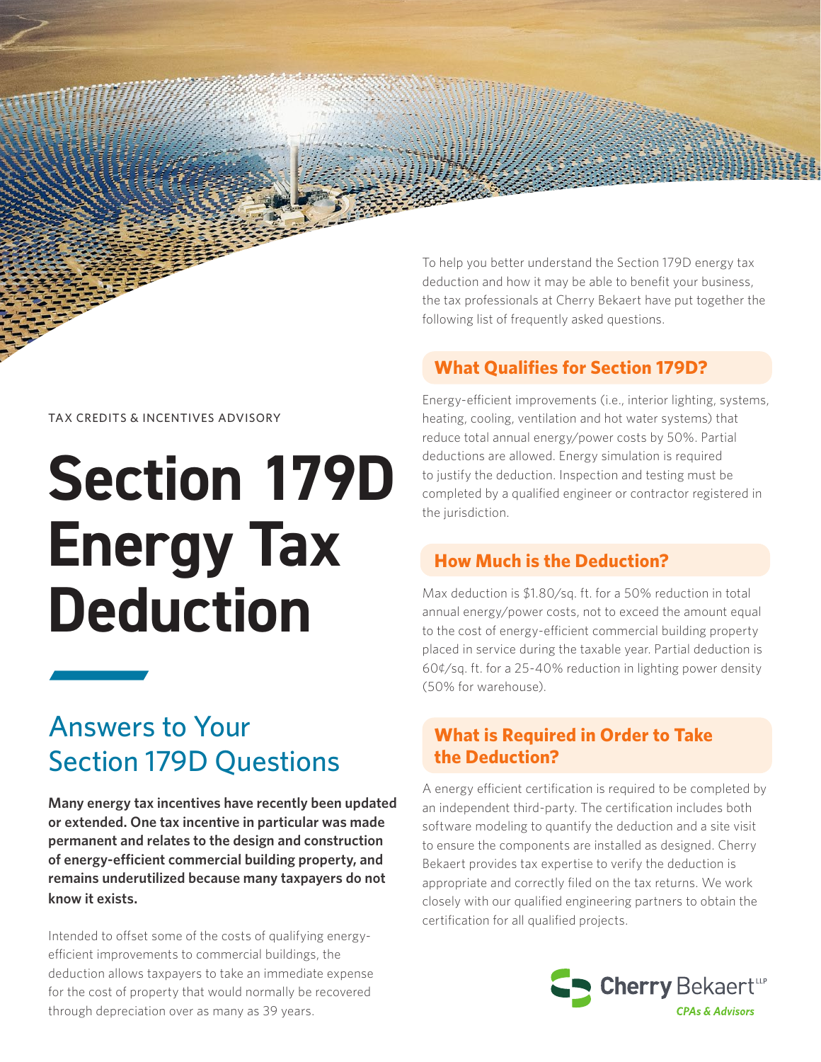TAX CREDITS & INCENTIVES ADVISORY

# Section 179D Energy Tax Deduction

## Answers to Your Section 179D Questions

**Many energy tax incentives have recently been updated or extended. One tax incentive in particular was made permanent and relates to the design and construction of energy-efficient commercial building property, and remains underutilized because many taxpayers do not know it exists.**

Intended to offset some of the costs of qualifying energy-efficient improvements to commercial buildings, the deduction allows taxpayers to take an immediate expense for the cost of property that would normally be recovered through depreciation over as many as 39 years.

To help you better understand the Section 179D energy tax deduction and how it may be able to benefit your business, the tax professionals at Cherry Bekaert have put together the following list of frequently asked questions.

### What Qualifies for Section 179D?

Energy-efficient improvements (i.e., interior lighting, systems, heating, cooling, ventilation and hot water systems) that reduce total annual energy/power costs by 50%. Partial deductions are allowed. Energy simulation is required to justify the deduction. Inspection and testing must be completed by a qualified engineer or contractor registered in the jurisdiction.

### How Much is the Deduction?

Max deduction is $1.80/sq. ft. for a 50% reduction in total annual energy/power costs, not to exceed the amount equal to the cost of energy-efficient commercial building property placed in service during the taxable year. Partial deduction is 60¢/sq. ft. for a 25-40% reduction in lighting power density (50% for warehouse).

### What is Required in Order to Take the Deduction?

A energy efficient certification is required to be completed by an independent third-party. The certification includes both software modeling to quantify the deduction and a site visit to ensure the components are installed as designed. Cherry Bekaert provides tax expertise to verify the deduction is appropriate and correctly filed on the tax returns. We work closely with our qualified engineering partners to obtain the certification for all qualified projects.

Cherry Bekaert LLP
CPAs & Advisors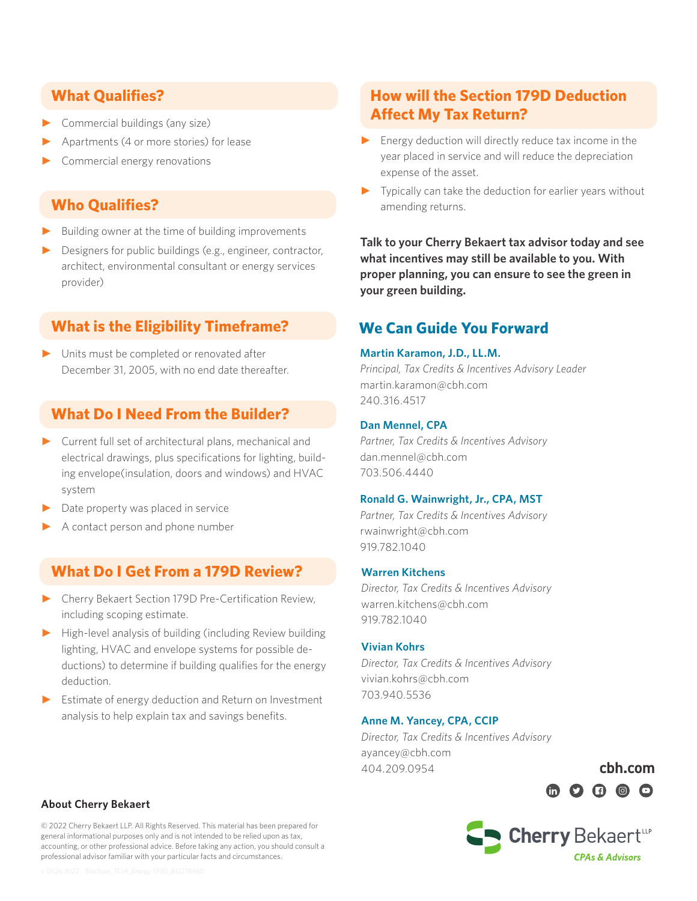## What Qualifies?

- Commercial buildings (any size)
- Apartments (4 or more stories) for lease
- Commercial energy renovations

## Who Qualifies?

- Building owner at the time of building improvements
- Designers for public buildings (e.g., engineer, contractor, architect, environmental consultant or energy services provider)

## What is the Eligibility Timeframe?

- Units must be completed or renovated after December 31, 2005, with no end date thereafter.

## What Do I Need From the Builder?

- Current full set of architectural plans, mechanical and electrical drawings, plus specifications for lighting, building envelope(insulation, doors and windows) and HVAC system
- Date property was placed in service
- A contact person and phone number

## What Do I Get From a 179D Review?

- Cherry Bekaert Section 179D Pre-Certification Review, including scoping estimate.
- High-level analysis of building (including Review building lighting, HVAC and envelope systems for possible deductions) to determine if building qualifies for the energy deduction.
- Estimate of energy deduction and Return on Investment analysis to help explain tax and savings benefits.

## How will the Section 179D Deduction Affect My Tax Return?

- Energy deduction will directly reduce tax income in the year placed in service and will reduce the depreciation expense of the asset.
- Typically can take the deduction for earlier years without amending returns.

**Talk to your Cherry Bekaert tax advisor today and see what incentives may still be available to you. With proper planning, you can ensure to see the green in your green building.**

## We Can Guide You Forward

**Martin Karamon, J.D., LL.M.**
*Principal, Tax Credits & Incentives Advisory Leader*
martin.karamon@cbh.com
240.316.4517

**Dan Mennel, CPA**
*Partner, Tax Credits & Incentives Advisory*
dan.mennel@cbh.com
703.506.4440

**Ronald G. Wainwright, Jr., CPA, MST**
*Partner, Tax Credits & Incentives Advisory*
rwainwright@cbh.com
919.782.1040

**Warren Kitchens**
*Director, Tax Credits & Incentives Advisory*
warren.kitchens@cbh.com
919.782.1040

**Vivian Kohrs**
*Director, Tax Credits & Incentives Advisory*
vivian.kohrs@cbh.com
703.940.5536

**Anne M. Yancey, CPA, CCIP**
*Director, Tax Credits & Incentives Advisory*
ayancey@cbh.com
404.209.0954

**cbh.com**

**About Cherry Bekaert**

© 2022 Cherry Bekaert LLP. All Rights Reserved. This material has been prepared for general informational purposes only and is not intended to be relied upon as tax, accounting, or other professional advice. Before taking any action, you should consult a professional advisor familiar with your particular facts and circumstances.

v. 01.26.2022 Brochure_TCIA_Energy-179D_812278460

Cherry Bekaert LLP
CPAs & Advisors